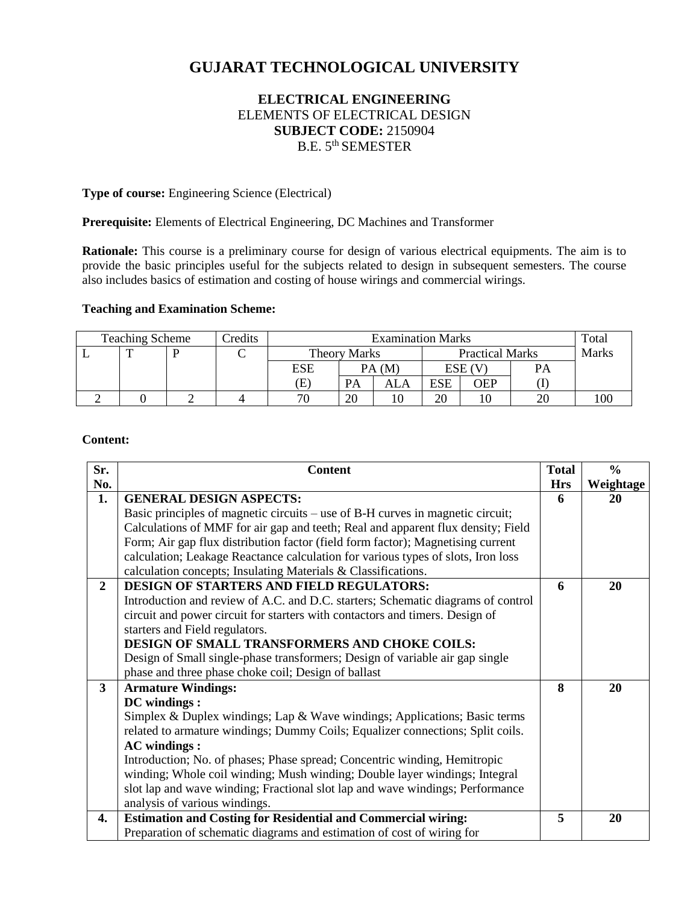# GUJARAT TECHNOLOGICAL UNIVERSITY

## ELECTRICAL ENGINEERING

ELEMENTS OF ELECTRICAL DESIGN

**SUBJECT CODE:** 2150904

B.E. 5th SEMESTER

**Type of course:** Engineering Science (Electrical)

**Prerequisite:** Elements of Electrical Engineering, DC Machines and Transformer

**Rationale:** This course is a preliminary course for design of various electrical equipments. The aim is to provide the basic principles useful for the subjects related to design in subsequent semesters. The course also includes basics of estimation and costing of house wirings and commercial wirings.

**Teaching and Examination Scheme:**

| Teaching Scheme | | | Credits | Examination Marks | | | | | | Total Marks |
|---|---|---|---|---|---|---|---|---|---|---|
| L | T | P | C | Theory Marks | | | Practical Marks | | | |
| | | | | ESE (E) | PA (M) | | ESE (V) | | PA (I) | |
| | | | | | PA | ALA | ESE | OEP | | |
| 2 | 0 | 2 | 4 | 70 | 20 | 10 | 20 | 10 | 20 | 100 |

**Content:**

| Sr. No. | Content | Total Hrs | % Weightage |
|---|---|---|---|
| **1.** | **GENERAL DESIGN ASPECTS:** Basic principles of magnetic circuits – use of B-H curves in magnetic circuit; Calculations of MMF for air gap and teeth; Real and apparent flux density; Field Form; Air gap flux distribution factor (field form factor); Magnetising current calculation; Leakage Reactance calculation for various types of slots, Iron loss calculation concepts; Insulating Materials & Classifications. | **6** | **20** |
| **2** | **DESIGN OF STARTERS AND FIELD REGULATORS:** Introduction and review of A.C. and D.C. starters; Schematic diagrams of control circuit and power circuit for starters with contactors and timers. Design of starters and Field regulators. **DESIGN OF SMALL TRANSFORMERS AND CHOKE COILS:** Design of Small single-phase transformers; Design of variable air gap single phase and three phase choke coil; Design of ballast | **6** | **20** |
| **3** | **Armature Windings:** **DC windings :** Simplex & Duplex windings; Lap & Wave windings; Applications; Basic terms related to armature windings; Dummy Coils; Equalizer connections; Split coils. **AC windings :** Introduction; No. of phases; Phase spread; Concentric winding, Hemitropic winding; Whole coil winding; Mush winding; Double layer windings; Integral slot lap and wave winding; Fractional slot lap and wave windings; Performance analysis of various windings. | **8** | **20** |
| **4.** | **Estimation and Costing for Residential and Commercial wiring:** Preparation of schematic diagrams and estimation of cost of wiring for | **5** | **20** |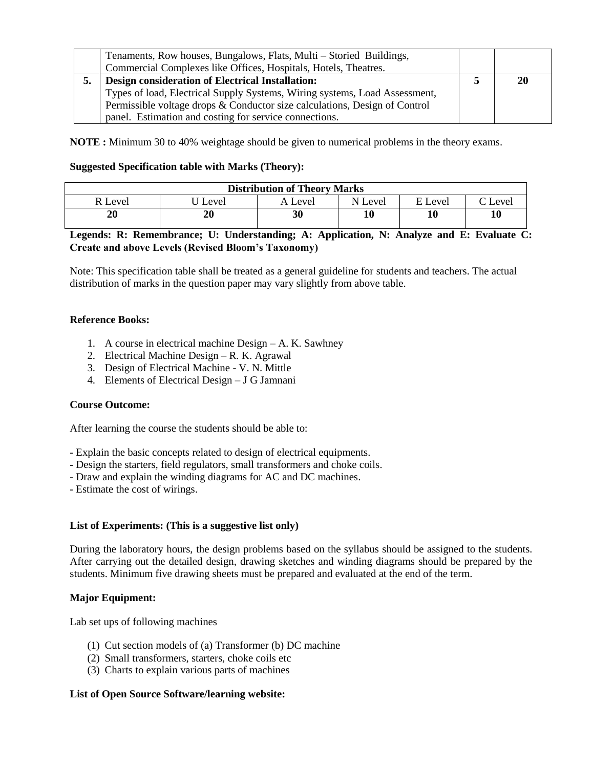| | Tenaments, Row houses, Bungalows, Flats, Multi – Storied Buildings, Commercial Complexes like Offices, Hospitals, Hotels, Theatres. | | |
|---|---|---|---|
| **5.** | **Design consideration of Electrical Installation:** Types of load, Electrical Supply Systems, Wiring systems, Load Assessment, Permissible voltage drops & Conductor size calculations, Design of Control panel. Estimation and costing for service connections. | **5** | **20** |

**NOTE :** Minimum 30 to 40% weightage should be given to numerical problems in the theory exams.

**Suggested Specification table with Marks (Theory):**

| **Distribution of Theory Marks** | | | | | |
|---|---|---|---|---|---|
| R Level | U Level | A Level | N Level | E Level | C Level |
| **20** | **20** | **30** | **10** | **10** | **10** |

**Legends: R: Remembrance; U: Understanding; A: Application, N: Analyze and E: Evaluate C: Create and above Levels (Revised Bloom's Taxonomy)**

Note: This specification table shall be treated as a general guideline for students and teachers. The actual distribution of marks in the question paper may vary slightly from above table.

**Reference Books:**

1. A course in electrical machine Design – A. K. Sawhney
2. Electrical Machine Design – R. K. Agrawal
3. Design of Electrical Machine - V. N. Mittle
4. Elements of Electrical Design – J G Jamnani

**Course Outcome:**

After learning the course the students should be able to:

- Explain the basic concepts related to design of electrical equipments.
- Design the starters, field regulators, small transformers and choke coils.
- Draw and explain the winding diagrams for AC and DC machines.
- Estimate the cost of wirings.

**List of Experiments: (This is a suggestive list only)**

During the laboratory hours, the design problems based on the syllabus should be assigned to the students. After carrying out the detailed design, drawing sketches and winding diagrams should be prepared by the students. Minimum five drawing sheets must be prepared and evaluated at the end of the term.

**Major Equipment:**

Lab set ups of following machines

(1) Cut section models of (a) Transformer (b) DC machine
(2) Small transformers, starters, choke coils etc
(3) Charts to explain various parts of machines

**List of Open Source Software/learning website:**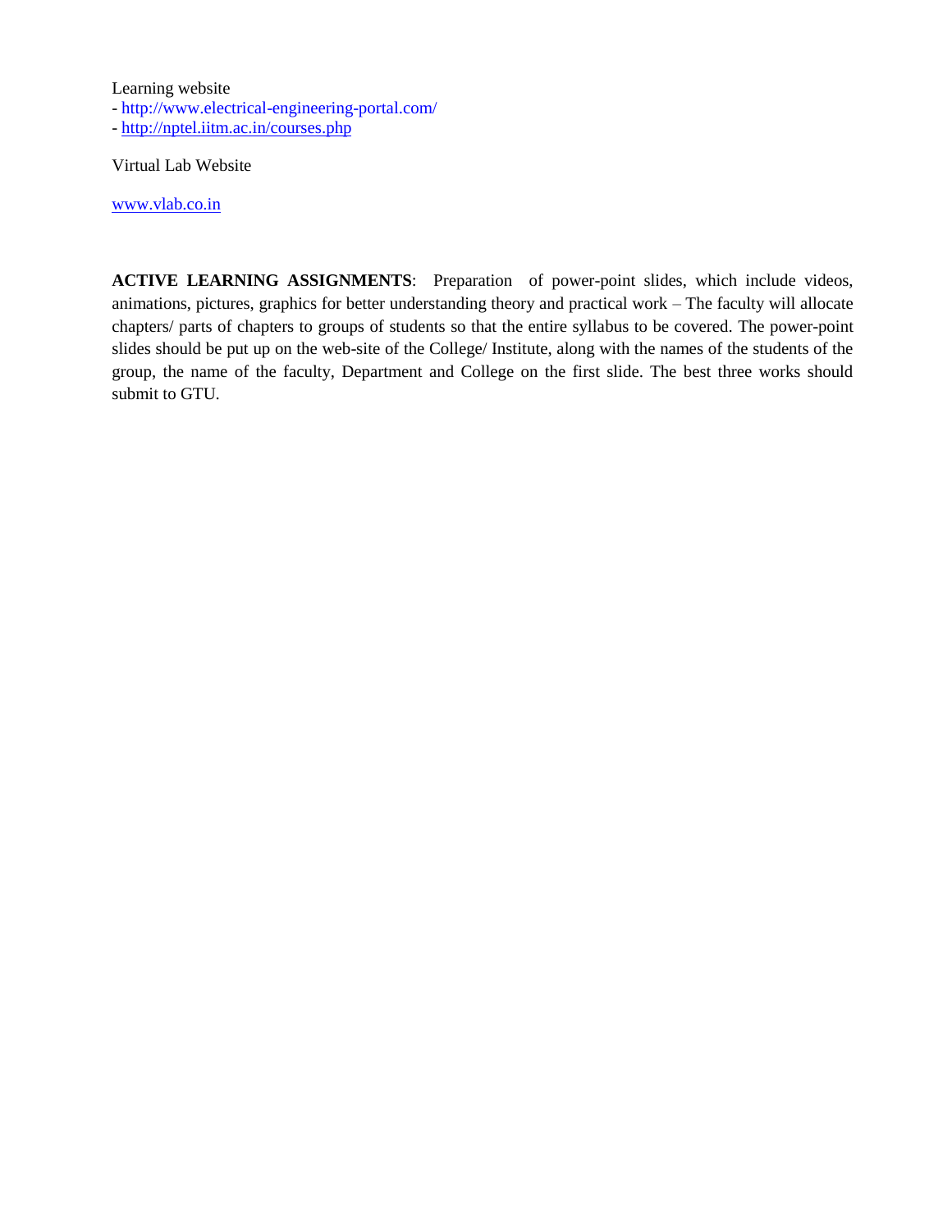Learning website

- http://www.electrical-engineering-portal.com/
- http://nptel.iitm.ac.in/courses.php

Virtual Lab Website

www.vlab.co.in

**ACTIVE LEARNING ASSIGNMENTS**: Preparation of power-point slides, which include videos, animations, pictures, graphics for better understanding theory and practical work – The faculty will allocate chapters/ parts of chapters to groups of students so that the entire syllabus to be covered. The power-point slides should be put up on the web-site of the College/ Institute, along with the names of the students of the group, the name of the faculty, Department and College on the first slide. The best three works should submit to GTU.